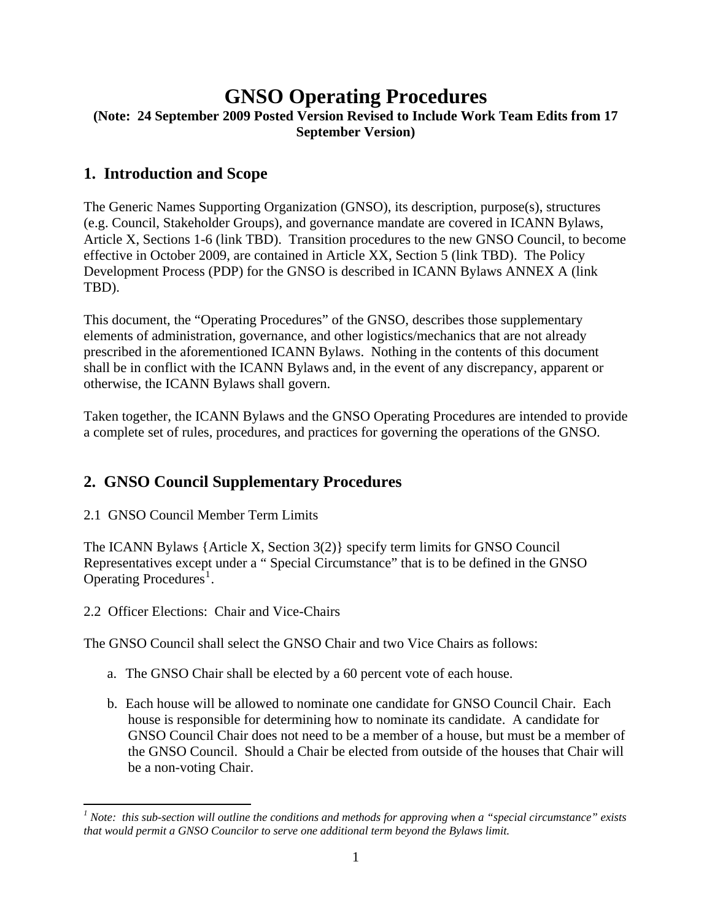# GNSO Operating Procedures

**(Note: 24 September 2009 Posted Version Revised to Include Work Team Edits from 17 September Version)**

## 1. Introduction and Scope

The Generic Names Supporting Organization (GNSO), its description, purpose(s), structures (e.g. Council, Stakeholder Groups), and governance mandate are covered in ICANN Bylaws, Article X, Sections 1-6 (link TBD). Transition procedures to the new GNSO Council, to become effective in October 2009, are contained in Article XX, Section 5 (link TBD). The Policy Development Process (PDP) for the GNSO is described in ICANN Bylaws ANNEX A (link TBD).

This document, the "Operating Procedures" of the GNSO, describes those supplementary elements of administration, governance, and other logistics/mechanics that are not already prescribed in the aforementioned ICANN Bylaws. Nothing in the contents of this document shall be in conflict with the ICANN Bylaws and, in the event of any discrepancy, apparent or otherwise, the ICANN Bylaws shall govern.

Taken together, the ICANN Bylaws and the GNSO Operating Procedures are intended to provide a complete set of rules, procedures, and practices for governing the operations of the GNSO.

## 2. GNSO Council Supplementary Procedures

2.1 GNSO Council Member Term Limits

The ICANN Bylaws {Article X, Section 3(2)} specify term limits for GNSO Council Representatives except under a " Special Circumstance" that is to be defined in the GNSO Operating Procedures[1].

2.2 Officer Elections: Chair and Vice-Chairs

The GNSO Council shall select the GNSO Chair and two Vice Chairs as follows:

a. The GNSO Chair shall be elected by a 60 percent vote of each house.

b. Each house will be allowed to nominate one candidate for GNSO Council Chair. Each house is responsible for determining how to nominate its candidate. A candidate for GNSO Council Chair does not need to be a member of a house, but must be a member of the GNSO Council. Should a Chair be elected from outside of the houses that Chair will be a non-voting Chair.

---

[1] *Note: this sub-section will outline the conditions and methods for approving when a "special circumstance" exists that would permit a GNSO Councilor to serve one additional term beyond the Bylaws limit.*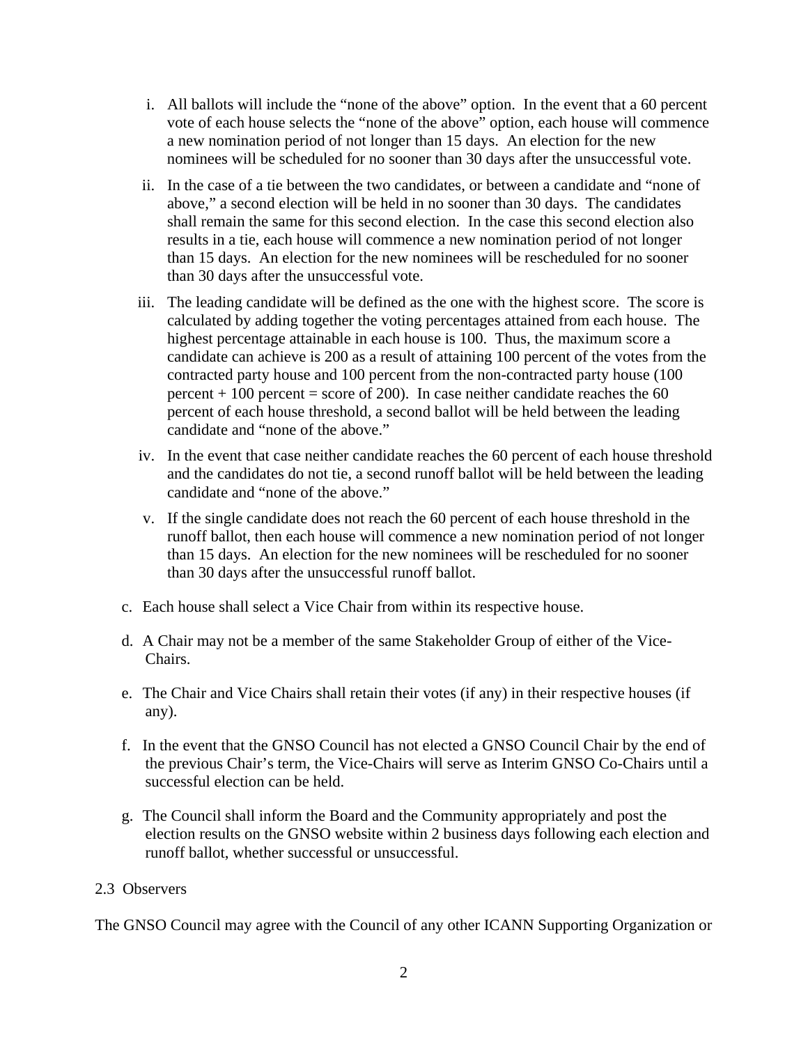i. All ballots will include the "none of the above" option. In the event that a 60 percent vote of each house selects the "none of the above" option, each house will commence a new nomination period of not longer than 15 days. An election for the new nominees will be scheduled for no sooner than 30 days after the unsuccessful vote.

ii. In the case of a tie between the two candidates, or between a candidate and "none of above," a second election will be held in no sooner than 30 days. The candidates shall remain the same for this second election. In the case this second election also results in a tie, each house will commence a new nomination period of not longer than 15 days. An election for the new nominees will be rescheduled for no sooner than 30 days after the unsuccessful vote.

iii. The leading candidate will be defined as the one with the highest score. The score is calculated by adding together the voting percentages attained from each house. The highest percentage attainable in each house is 100. Thus, the maximum score a candidate can achieve is 200 as a result of attaining 100 percent of the votes from the contracted party house and 100 percent from the non-contracted party house (100 percent + 100 percent = score of 200). In case neither candidate reaches the 60 percent of each house threshold, a second ballot will be held between the leading candidate and "none of the above."

iv. In the event that case neither candidate reaches the 60 percent of each house threshold and the candidates do not tie, a second runoff ballot will be held between the leading candidate and "none of the above."

v. If the single candidate does not reach the 60 percent of each house threshold in the runoff ballot, then each house will commence a new nomination period of not longer than 15 days. An election for the new nominees will be rescheduled for no sooner than 30 days after the unsuccessful runoff ballot.

c. Each house shall select a Vice Chair from within its respective house.

d. A Chair may not be a member of the same Stakeholder Group of either of the Vice-Chairs.

e. The Chair and Vice Chairs shall retain their votes (if any) in their respective houses (if any).

f. In the event that the GNSO Council has not elected a GNSO Council Chair by the end of the previous Chair's term, the Vice-Chairs will serve as Interim GNSO Co-Chairs until a successful election can be held.

g. The Council shall inform the Board and the Community appropriately and post the election results on the GNSO website within 2 business days following each election and runoff ballot, whether successful or unsuccessful.

## 2.3 Observers

The GNSO Council may agree with the Council of any other ICANN Supporting Organization or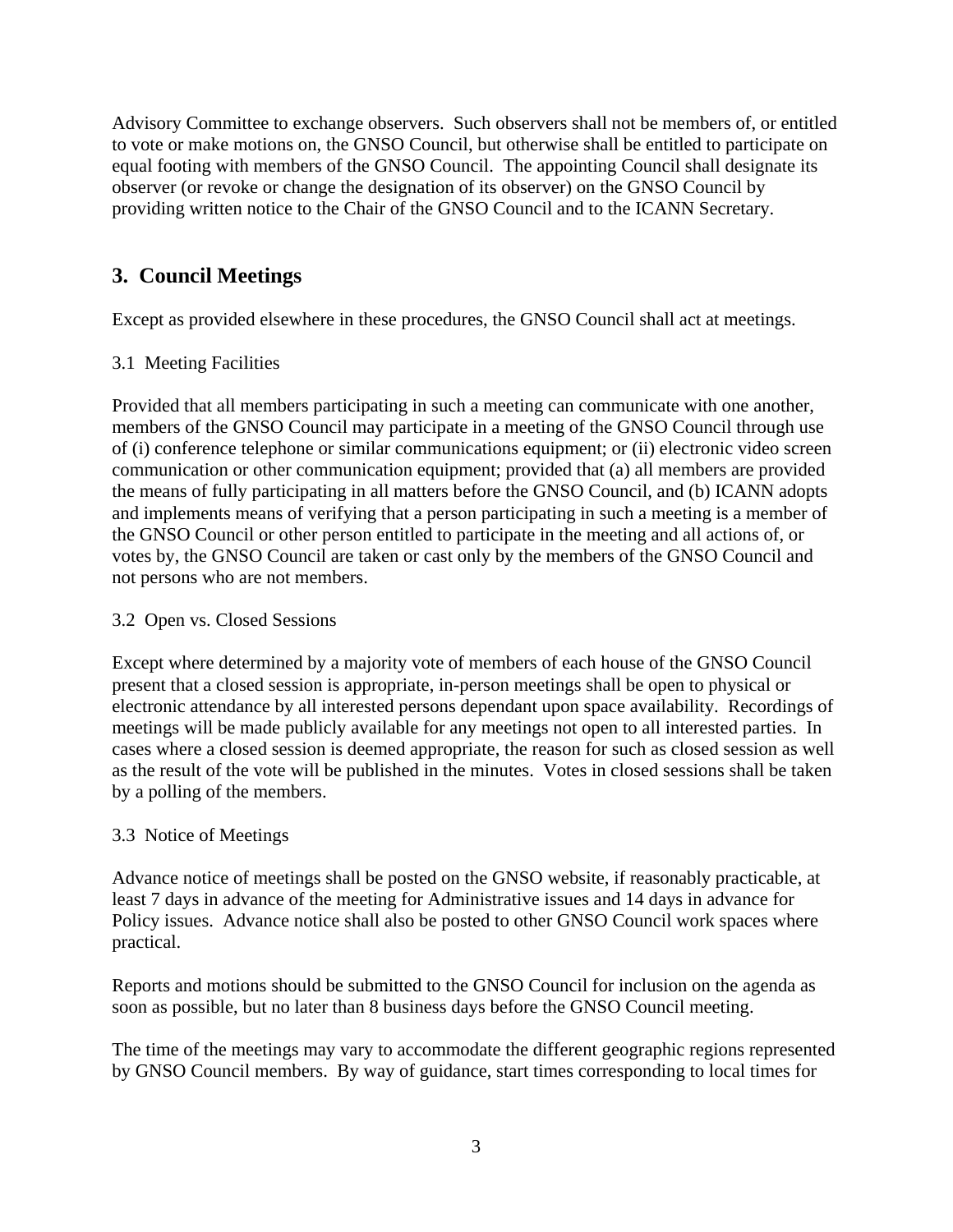Advisory Committee to exchange observers. Such observers shall not be members of, or entitled to vote or make motions on, the GNSO Council, but otherwise shall be entitled to participate on equal footing with members of the GNSO Council. The appointing Council shall designate its observer (or revoke or change the designation of its observer) on the GNSO Council by providing written notice to the Chair of the GNSO Council and to the ICANN Secretary.

## 3. Council Meetings

Except as provided elsewhere in these procedures, the GNSO Council shall act at meetings.

3.1 Meeting Facilities

Provided that all members participating in such a meeting can communicate with one another, members of the GNSO Council may participate in a meeting of the GNSO Council through use of (i) conference telephone or similar communications equipment; or (ii) electronic video screen communication or other communication equipment; provided that (a) all members are provided the means of fully participating in all matters before the GNSO Council, and (b) ICANN adopts and implements means of verifying that a person participating in such a meeting is a member of the GNSO Council or other person entitled to participate in the meeting and all actions of, or votes by, the GNSO Council are taken or cast only by the members of the GNSO Council and not persons who are not members.

3.2 Open vs. Closed Sessions

Except where determined by a majority vote of members of each house of the GNSO Council present that a closed session is appropriate, in-person meetings shall be open to physical or electronic attendance by all interested persons dependant upon space availability. Recordings of meetings will be made publicly available for any meetings not open to all interested parties. In cases where a closed session is deemed appropriate, the reason for such as closed session as well as the result of the vote will be published in the minutes. Votes in closed sessions shall be taken by a polling of the members.

3.3 Notice of Meetings

Advance notice of meetings shall be posted on the GNSO website, if reasonably practicable, at least 7 days in advance of the meeting for Administrative issues and 14 days in advance for Policy issues. Advance notice shall also be posted to other GNSO Council work spaces where practical.

Reports and motions should be submitted to the GNSO Council for inclusion on the agenda as soon as possible, but no later than 8 business days before the GNSO Council meeting.

The time of the meetings may vary to accommodate the different geographic regions represented by GNSO Council members. By way of guidance, start times corresponding to local times for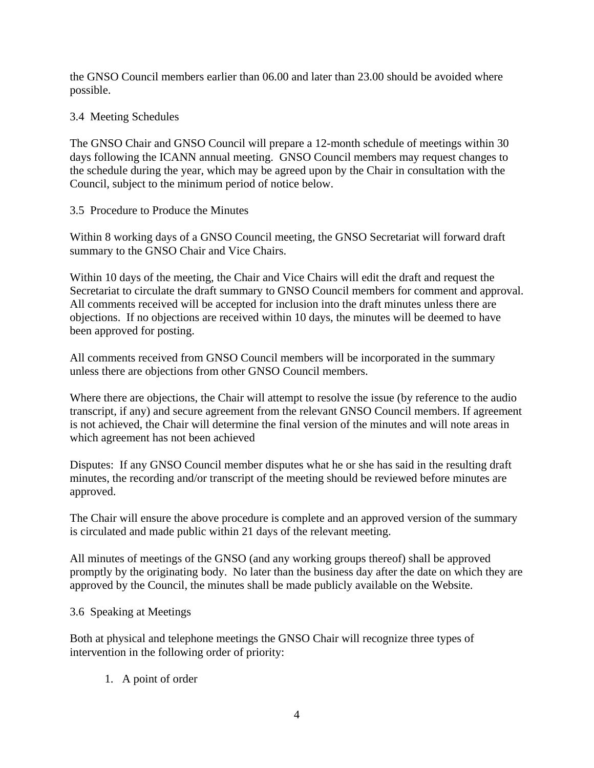the GNSO Council members earlier than 06.00 and later than 23.00 should be avoided where possible.

### 3.4 Meeting Schedules

The GNSO Chair and GNSO Council will prepare a 12-month schedule of meetings within 30 days following the ICANN annual meeting. GNSO Council members may request changes to the schedule during the year, which may be agreed upon by the Chair in consultation with the Council, subject to the minimum period of notice below.

### 3.5 Procedure to Produce the Minutes

Within 8 working days of a GNSO Council meeting, the GNSO Secretariat will forward draft summary to the GNSO Chair and Vice Chairs.

Within 10 days of the meeting, the Chair and Vice Chairs will edit the draft and request the Secretariat to circulate the draft summary to GNSO Council members for comment and approval. All comments received will be accepted for inclusion into the draft minutes unless there are objections. If no objections are received within 10 days, the minutes will be deemed to have been approved for posting.

All comments received from GNSO Council members will be incorporated in the summary unless there are objections from other GNSO Council members.

Where there are objections, the Chair will attempt to resolve the issue (by reference to the audio transcript, if any) and secure agreement from the relevant GNSO Council members. If agreement is not achieved, the Chair will determine the final version of the minutes and will note areas in which agreement has not been achieved

Disputes: If any GNSO Council member disputes what he or she has said in the resulting draft minutes, the recording and/or transcript of the meeting should be reviewed before minutes are approved.

The Chair will ensure the above procedure is complete and an approved version of the summary is circulated and made public within 21 days of the relevant meeting.

All minutes of meetings of the GNSO (and any working groups thereof) shall be approved promptly by the originating body. No later than the business day after the date on which they are approved by the Council, the minutes shall be made publicly available on the Website.

### 3.6 Speaking at Meetings

Both at physical and telephone meetings the GNSO Chair will recognize three types of intervention in the following order of priority:

1. A point of order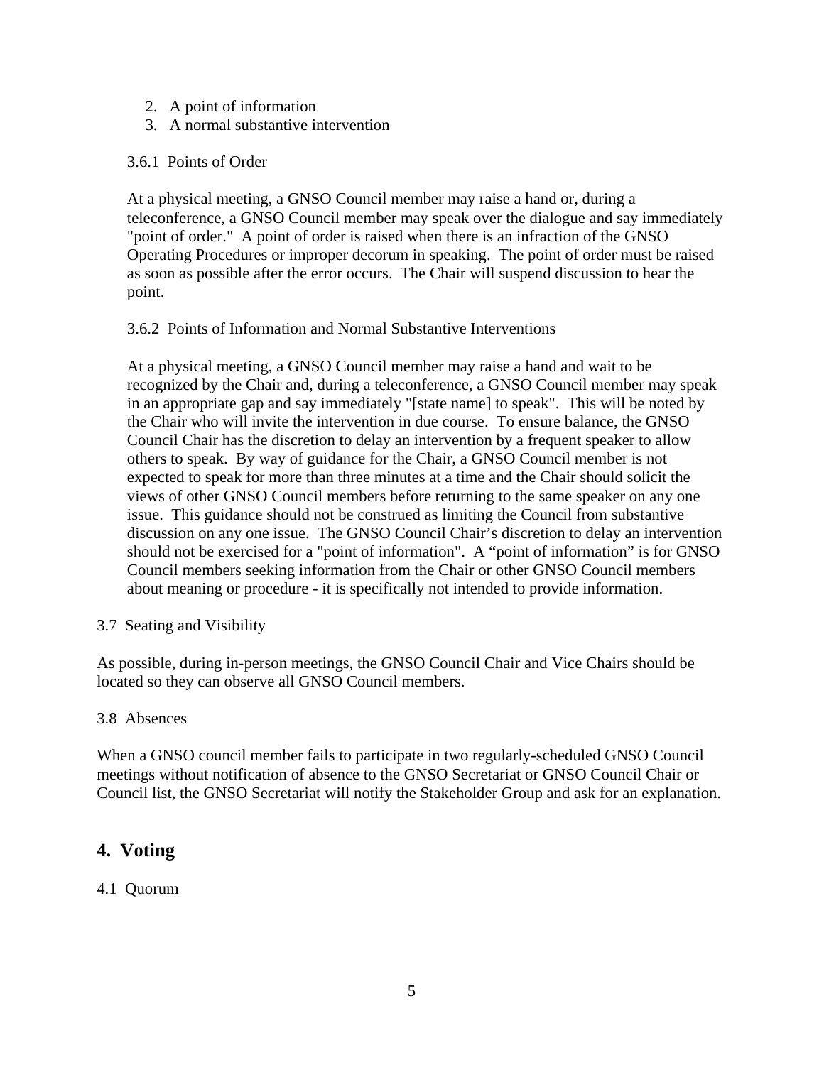2. A point of information
3. A normal substantive intervention

3.6.1 Points of Order

At a physical meeting, a GNSO Council member may raise a hand or, during a teleconference, a GNSO Council member may speak over the dialogue and say immediately "point of order." A point of order is raised when there is an infraction of the GNSO Operating Procedures or improper decorum in speaking. The point of order must be raised as soon as possible after the error occurs. The Chair will suspend discussion to hear the point.

3.6.2 Points of Information and Normal Substantive Interventions

At a physical meeting, a GNSO Council member may raise a hand and wait to be recognized by the Chair and, during a teleconference, a GNSO Council member may speak in an appropriate gap and say immediately "[state name] to speak". This will be noted by the Chair who will invite the intervention in due course. To ensure balance, the GNSO Council Chair has the discretion to delay an intervention by a frequent speaker to allow others to speak. By way of guidance for the Chair, a GNSO Council member is not expected to speak for more than three minutes at a time and the Chair should solicit the views of other GNSO Council members before returning to the same speaker on any one issue. This guidance should not be construed as limiting the Council from substantive discussion on any one issue. The GNSO Council Chair's discretion to delay an intervention should not be exercised for a "point of information". A "point of information" is for GNSO Council members seeking information from the Chair or other GNSO Council members about meaning or procedure - it is specifically not intended to provide information.

3.7 Seating and Visibility

As possible, during in-person meetings, the GNSO Council Chair and Vice Chairs should be located so they can observe all GNSO Council members.

3.8 Absences

When a GNSO council member fails to participate in two regularly-scheduled GNSO Council meetings without notification of absence to the GNSO Secretariat or GNSO Council Chair or Council list, the GNSO Secretariat will notify the Stakeholder Group and ask for an explanation.

## 4. Voting

4.1 Quorum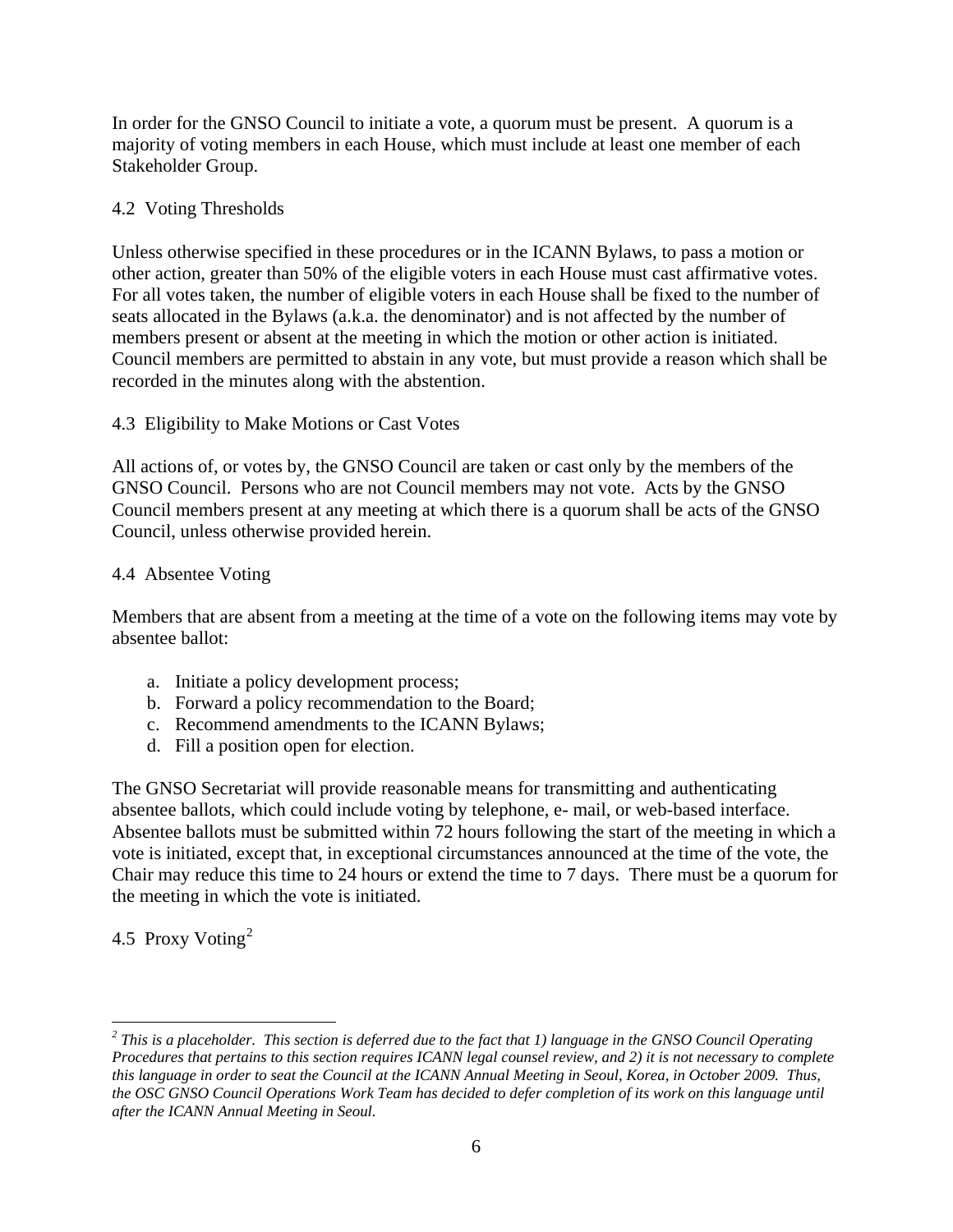In order for the GNSO Council to initiate a vote, a quorum must be present. A quorum is a majority of voting members in each House, which must include at least one member of each Stakeholder Group.

### 4.2 Voting Thresholds

Unless otherwise specified in these procedures or in the ICANN Bylaws, to pass a motion or other action, greater than 50% of the eligible voters in each House must cast affirmative votes. For all votes taken, the number of eligible voters in each House shall be fixed to the number of seats allocated in the Bylaws (a.k.a. the denominator) and is not affected by the number of members present or absent at the meeting in which the motion or other action is initiated. Council members are permitted to abstain in any vote, but must provide a reason which shall be recorded in the minutes along with the abstention.

### 4.3 Eligibility to Make Motions or Cast Votes

All actions of, or votes by, the GNSO Council are taken or cast only by the members of the GNSO Council. Persons who are not Council members may not vote. Acts by the GNSO Council members present at any meeting at which there is a quorum shall be acts of the GNSO Council, unless otherwise provided herein.

### 4.4 Absentee Voting

Members that are absent from a meeting at the time of a vote on the following items may vote by absentee ballot:

a. Initiate a policy development process;
b. Forward a policy recommendation to the Board;
c. Recommend amendments to the ICANN Bylaws;
d. Fill a position open for election.

The GNSO Secretariat will provide reasonable means for transmitting and authenticating absentee ballots, which could include voting by telephone, e- mail, or web-based interface. Absentee ballots must be submitted within 72 hours following the start of the meeting in which a vote is initiated, except that, in exceptional circumstances announced at the time of the vote, the Chair may reduce this time to 24 hours or extend the time to 7 days. There must be a quorum for the meeting in which the vote is initiated.

### 4.5 Proxy Voting[2]

---

*[2] This is a placeholder. This section is deferred due to the fact that 1) language in the GNSO Council Operating Procedures that pertains to this section requires ICANN legal counsel review, and 2) it is not necessary to complete this language in order to seat the Council at the ICANN Annual Meeting in Seoul, Korea, in October 2009. Thus, the OSC GNSO Council Operations Work Team has decided to defer completion of its work on this language until after the ICANN Annual Meeting in Seoul.*